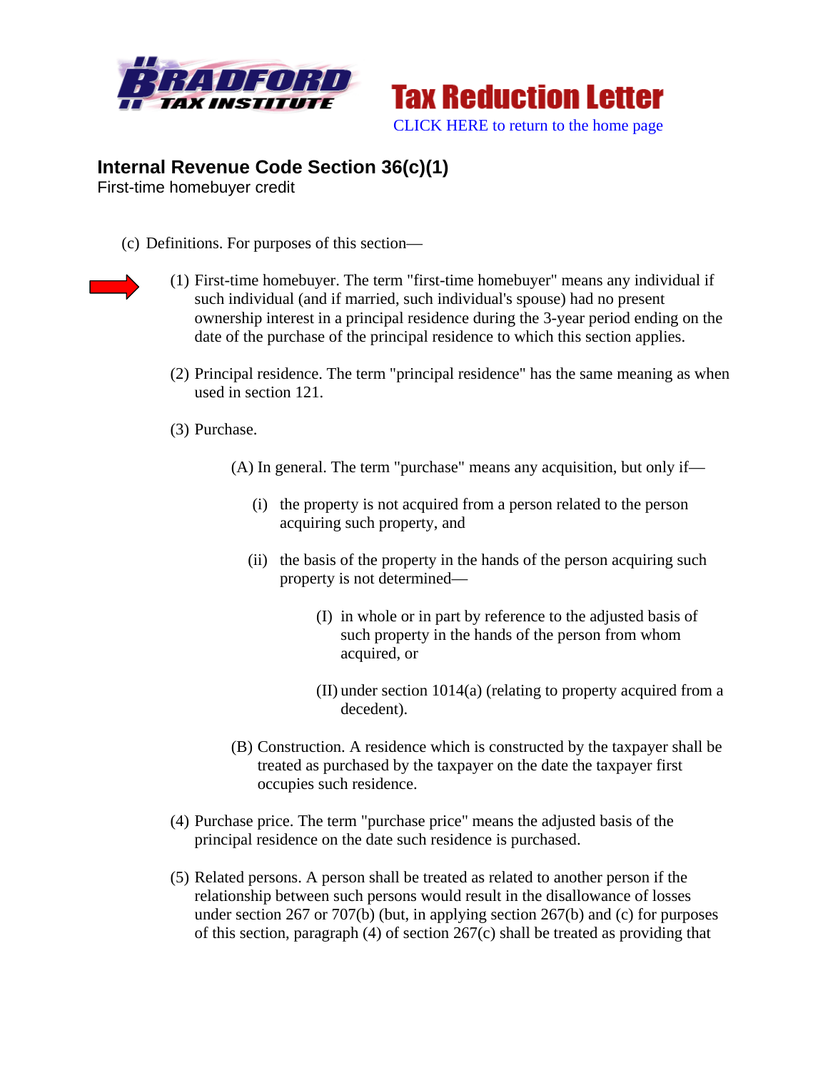**Bradford Tax Institute**

# Tax Reduction Letter

CLICK HERE to return to the home page

## Internal Revenue Code Section 36(c)(1)

First-time homebuyer credit

(c) Definitions. For purposes of this section—

(1) First-time homebuyer. The term "first-time homebuyer" means any individual if such individual (and if married, such individual's spouse) had no present ownership interest in a principal residence during the 3-year period ending on the date of the purchase of the principal residence to which this section applies.

(2) Principal residence. The term "principal residence" has the same meaning as when used in section 121.

(3) Purchase.

(A) In general. The term "purchase" means any acquisition, but only if—

(i) the property is not acquired from a person related to the person acquiring such property, and

(ii) the basis of the property in the hands of the person acquiring such property is not determined—

(I) in whole or in part by reference to the adjusted basis of such property in the hands of the person from whom acquired, or

(II) under section 1014(a) (relating to property acquired from a decedent).

(B) Construction. A residence which is constructed by the taxpayer shall be treated as purchased by the taxpayer on the date the taxpayer first occupies such residence.

(4) Purchase price. The term "purchase price" means the adjusted basis of the principal residence on the date such residence is purchased.

(5) Related persons. A person shall be treated as related to another person if the relationship between such persons would result in the disallowance of losses under section 267 or 707(b) (but, in applying section 267(b) and (c) for purposes of this section, paragraph (4) of section 267(c) shall be treated as providing that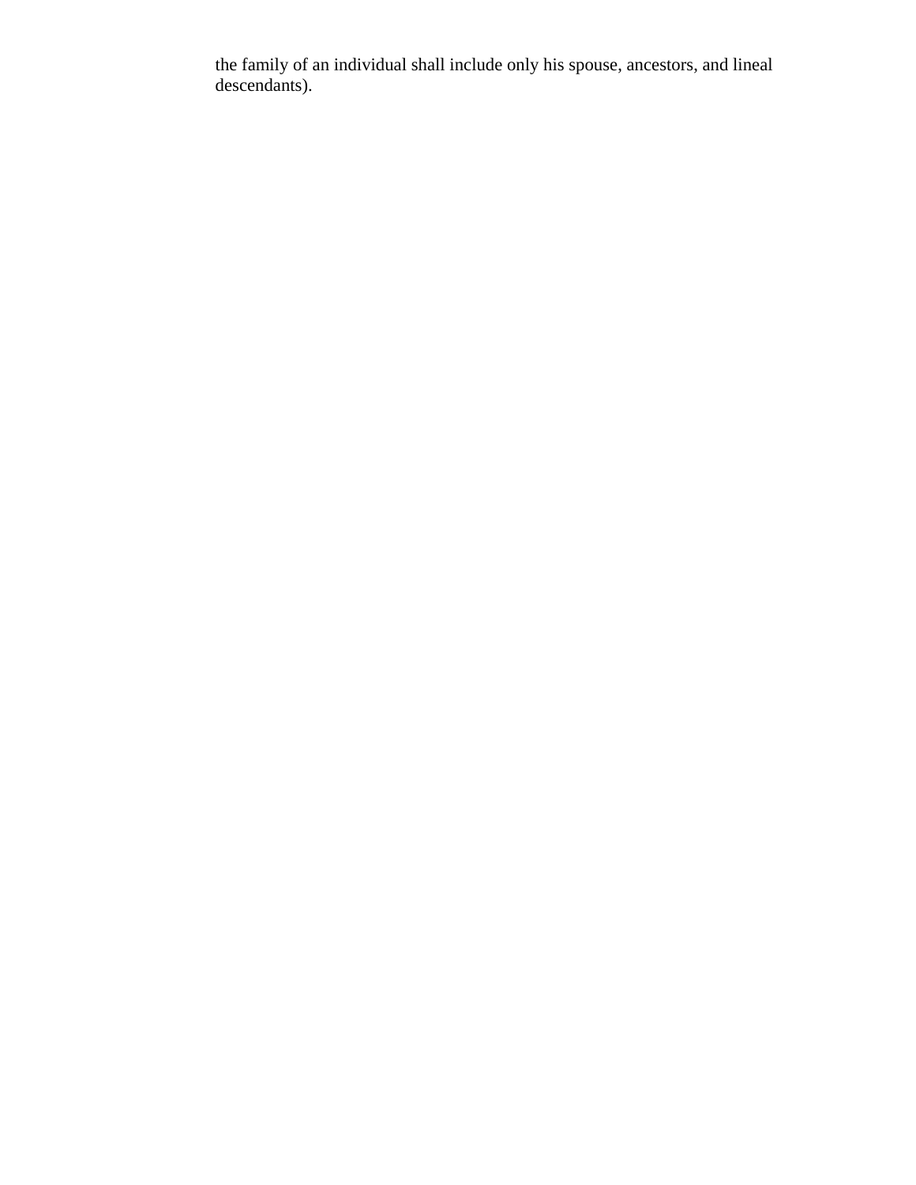the family of an individual shall include only his spouse, ancestors, and lineal descendants).